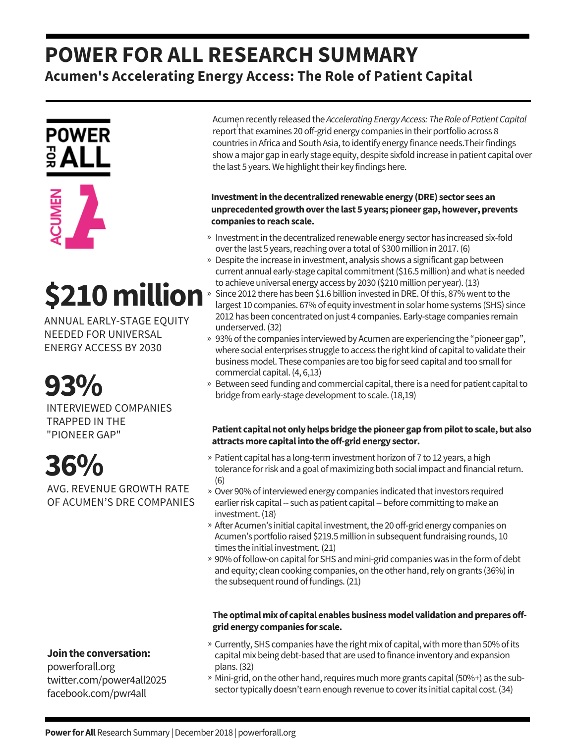# POWER FOR ALL RESEARCH SUMMARY

## Acumen's Accelerating Energy Access: The Role of Patient Capital

POWER FOR ALL

ACUMEN

**$210 million**

ANNUAL EARLY-STAGE EQUITY NEEDED FOR UNIVERSAL ENERGY ACCESS BY 2030

**93%**

INTERVIEWED COMPANIES TRAPPED IN THE "PIONEER GAP"

**36%**

AVG. REVENUE GROWTH RATE OF ACUMEN'S DRE COMPANIES

**Join the conversation:**
powerforall.org
twitter.com/power4all2025
facebook.com/pwr4all

Acumen recently released the *Accelerating Energy Access: The Role of Patient Capital* report[1] that examines 20 off-grid energy companies in their portfolio across 8 countries in Africa and South Asia, to identify energy finance needs.Their findings show a major gap in early stage equity, despite sixfold increase in patient capital over the last 5 years. We highlight their key findings here.

**Investment in the decentralized renewable energy (DRE) sector sees an unprecedented growth over the last 5 years; pioneer gap, however, prevents companies to reach scale.**

- Investment in the decentralized renewable energy sector has increased six-fold over the last 5 years, reaching over a total of $300 million in 2017. (6)
- Despite the increase in investment, analysis shows a significant gap between current annual early-stage capital commitment ($16.5 million) and what is needed to achieve universal energy access by 2030 ($210 million per year). (13)
- Since 2012 there has been $1.6 billion invested in DRE. Of this, 87% went to the largest 10 companies. 67% of equity investment in solar home systems (SHS) since 2012 has been concentrated on just 4 companies. Early-stage companies remain underserved. (32)
- 93% of the companies interviewed by Acumen are experiencing the "pioneer gap", where social enterprises struggle to access the right kind of capital to validate their business model. These companies are too big for seed capital and too small for commercial capital. (4, 6,13)
- Between seed funding and commercial capital, there is a need for patient capital to bridge from early-stage development to scale. (18,19)

**Patient capital not only helps bridge the pioneer gap from pilot to scale, but also attracts more capital into the off-grid energy sector.**

- Patient capital has a long-term investment horizon of 7 to 12 years, a high tolerance for risk and a goal of maximizing both social impact and financial return. (6)
- Over 90% of interviewed energy companies indicated that investors required earlier risk capital -- such as patient capital -- before committing to make an investment. (18)
- After Acumen's initial capital investment, the 20 off-grid energy companies on Acumen's portfolio raised $219.5 million in subsequent fundraising rounds, 10 times the initial investment. (21)
- 90% of follow-on capital for SHS and mini-grid companies was in the form of debt and equity; clean cooking companies, on the other hand, rely on grants (36%) in the subsequent round of fundings. (21)

**The optimal mix of capital enables business model validation and prepares off-grid energy companies for scale.**

- Currently, SHS companies have the right mix of capital, with more than 50% of its capital mix being debt-based that are used to finance inventory and expansion plans. (32)
- Mini-grid, on the other hand, requires much more grants capital (50%+) as the sub-sector typically doesn't earn enough revenue to cover its initial capital cost. (34)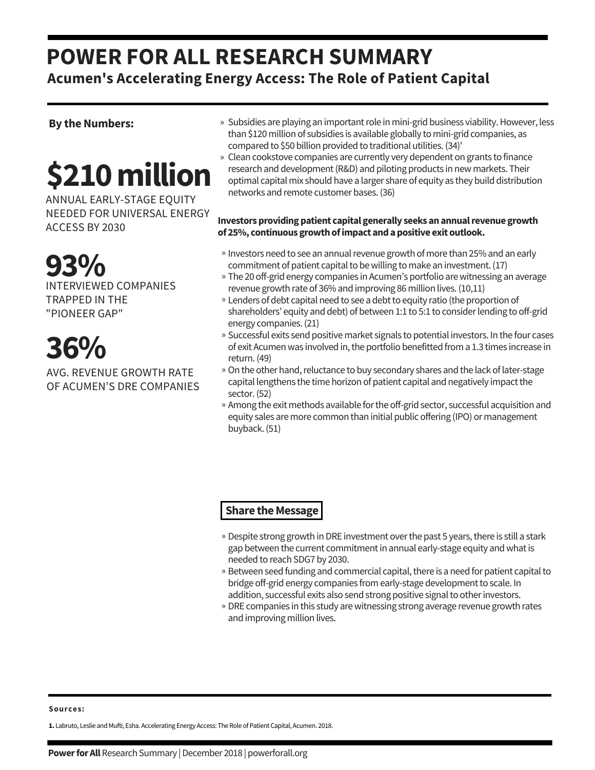# POWER FOR ALL RESEARCH SUMMARY

## Acumen's Accelerating Energy Access: The Role of Patient Capital

**By the Numbers:**

# $210 million

ANNUAL EARLY-STAGE EQUITY NEEDED FOR UNIVERSAL ENERGY ACCESS BY 2030

# 93%

INTERVIEWED COMPANIES TRAPPED IN THE "PIONEER GAP"

# 36%

AVG. REVENUE GROWTH RATE OF ACUMEN'S DRE COMPANIES

- Subsidies are playing an important role in mini-grid business viability. However, less than $120 million of subsidies is available globally to mini-grid companies, as compared to $50 billion provided to traditional utilities. (34)'
- Clean cookstove companies are currently very dependent on grants to finance research and development (R&D) and piloting products in new markets. Their optimal capital mix should have a larger share of equity as they build distribution networks and remote customer bases. (36)

**Investors providing patient capital generally seeks an annual revenue growth of 25%, continuous growth of impact and a positive exit outlook.**

- Investors need to see an annual revenue growth of more than 25% and an early commitment of patient capital to be willing to make an investment. (17)
- The 20 off-grid energy companies in Acumen's portfolio are witnessing an average revenue growth rate of 36% and improving 86 million lives. (10,11)
- Lenders of debt capital need to see a debt to equity ratio (the proportion of shareholders' equity and debt) of between 1:1 to 5:1 to consider lending to off-grid energy companies. (21)
- Successful exits send positive market signals to potential investors. In the four cases of exit Acumen was involved in, the portfolio benefitted from a 1.3 times increase in return. (49)
- On the other hand, reluctance to buy secondary shares and the lack of later-stage capital lengthens the time horizon of patient capital and negatively impact the sector. (52)
- Among the exit methods available for the off-grid sector, successful acquisition and equity sales are more common than initial public offering (IPO) or management buyback. (51)

**Share the Message**

- Despite strong growth in DRE investment over the past 5 years, there is still a stark gap between the current commitment in annual early-stage equity and what is needed to reach SDG7 by 2030.
- Between seed funding and commercial capital, there is a need for patient capital to bridge off-grid energy companies from early-stage development to scale. In addition, successful exits also send strong positive signal to other investors.
- DRE companies in this study are witnessing strong average revenue growth rates and improving million lives.

**Sources:**

**1.** Labruto, Leslie and Mufti, Esha. Accelerating Energy Access: The Role of Patient Capital, Acumen. 2018.

**Power for All** Research Summary | December 2018 | powerforall.org